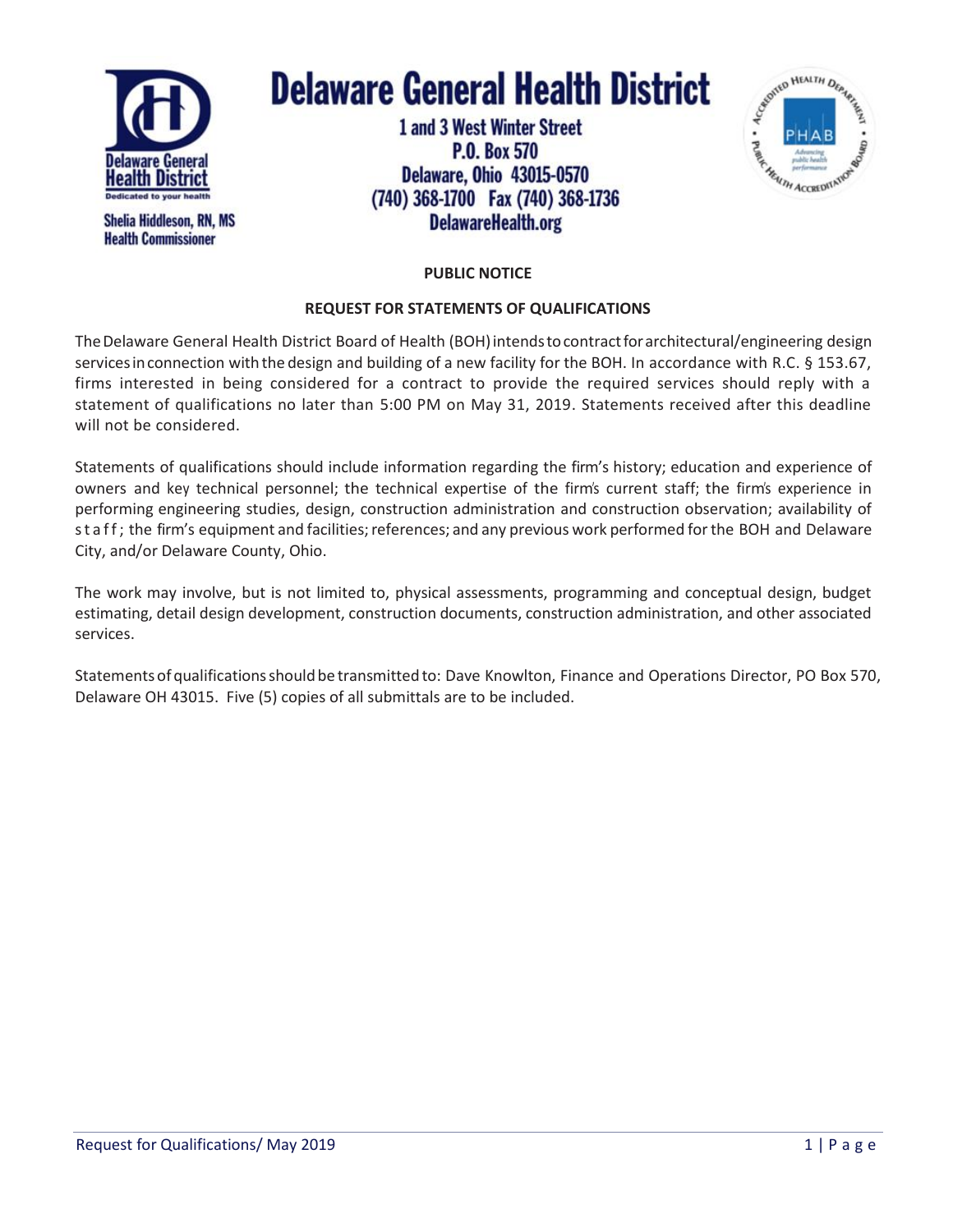# Delaware General Health District

Delaware General Health District
Dedicated to your health

Shelia Hiddleson, RN, MS
Health Commissioner

1 and 3 West Winter Street
P.O. Box 570
Delaware, Ohio 43015-0570
(740) 368-1700 Fax (740) 368-1736
DelawareHealth.org

**PUBLIC NOTICE**

**REQUEST FOR STATEMENTS OF QUALIFICATIONS**

The Delaware General Health District Board of Health (BOH) intends to contract for architectural/engineering design services in connection with the design and building of a new facility for the BOH. In accordance with R.C. § 153.67, firms interested in being considered for a contract to provide the required services should reply with a statement of qualifications no later than 5:00 PM on May 31, 2019. Statements received after this deadline will not be considered.

Statements of qualifications should include information regarding the firm's history; education and experience of owners and key technical personnel; the technical expertise of the firm's current staff; the firm's experience in performing engineering studies, design, construction administration and construction observation; availability of staff; the firm's equipment and facilities; references; and any previous work performed for the BOH and Delaware City, and/or Delaware County, Ohio.

The work may involve, but is not limited to, physical assessments, programming and conceptual design, budget estimating, detail design development, construction documents, construction administration, and other associated services.

Statements of qualifications should be transmitted to: Dave Knowlton, Finance and Operations Director, PO Box 570, Delaware OH 43015. Five (5) copies of all submittals are to be included.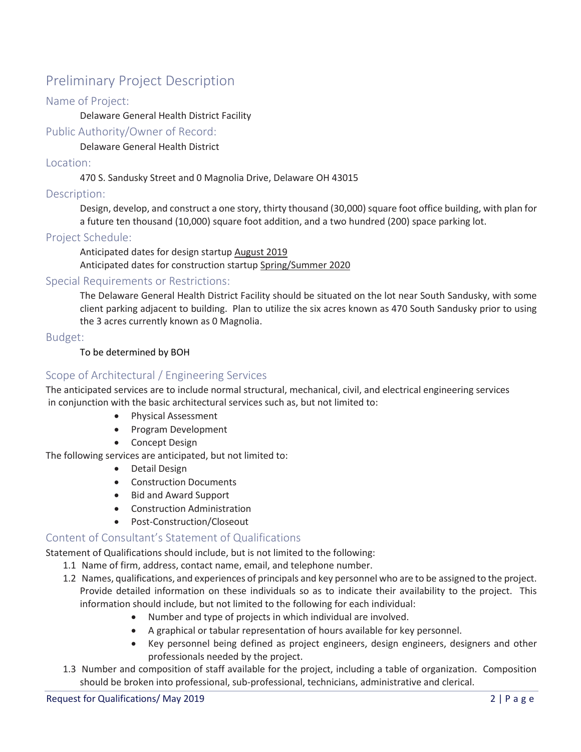# Preliminary Project Description

## Name of Project:

Delaware General Health District Facility

## Public Authority/Owner of Record:

Delaware General Health District

## Location:

470 S. Sandusky Street and 0 Magnolia Drive, Delaware OH 43015

## Description:

Design, develop, and construct a one story, thirty thousand (30,000) square foot office building, with plan for a future ten thousand (10,000) square foot addition, and a two hundred (200) space parking lot.

## Project Schedule:

Anticipated dates for design startup August 2019

Anticipated dates for construction startup Spring/Summer 2020

## Special Requirements or Restrictions:

The Delaware General Health District Facility should be situated on the lot near South Sandusky, with some client parking adjacent to building. Plan to utilize the six acres known as 470 South Sandusky prior to using the 3 acres currently known as 0 Magnolia.

## Budget:

To be determined by BOH

## Scope of Architectural / Engineering Services

The anticipated services are to include normal structural, mechanical, civil, and electrical engineering services in conjunction with the basic architectural services such as, but not limited to:

- Physical Assessment
- Program Development
- Concept Design

The following services are anticipated, but not limited to:

- Detail Design
- Construction Documents
- Bid and Award Support
- Construction Administration
- Post-Construction/Closeout

## Content of Consultant's Statement of Qualifications

Statement of Qualifications should include, but is not limited to the following:

1.1 Name of firm, address, contact name, email, and telephone number.

1.2 Names, qualifications, and experiences of principals and key personnel who are to be assigned to the project. Provide detailed information on these individuals so as to indicate their availability to the project. This information should include, but not limited to the following for each individual:

- Number and type of projects in which individual are involved.
- A graphical or tabular representation of hours available for key personnel.
- Key personnel being defined as project engineers, design engineers, designers and other professionals needed by the project.

1.3 Number and composition of staff available for the project, including a table of organization. Composition should be broken into professional, sub-professional, technicians, administrative and clerical.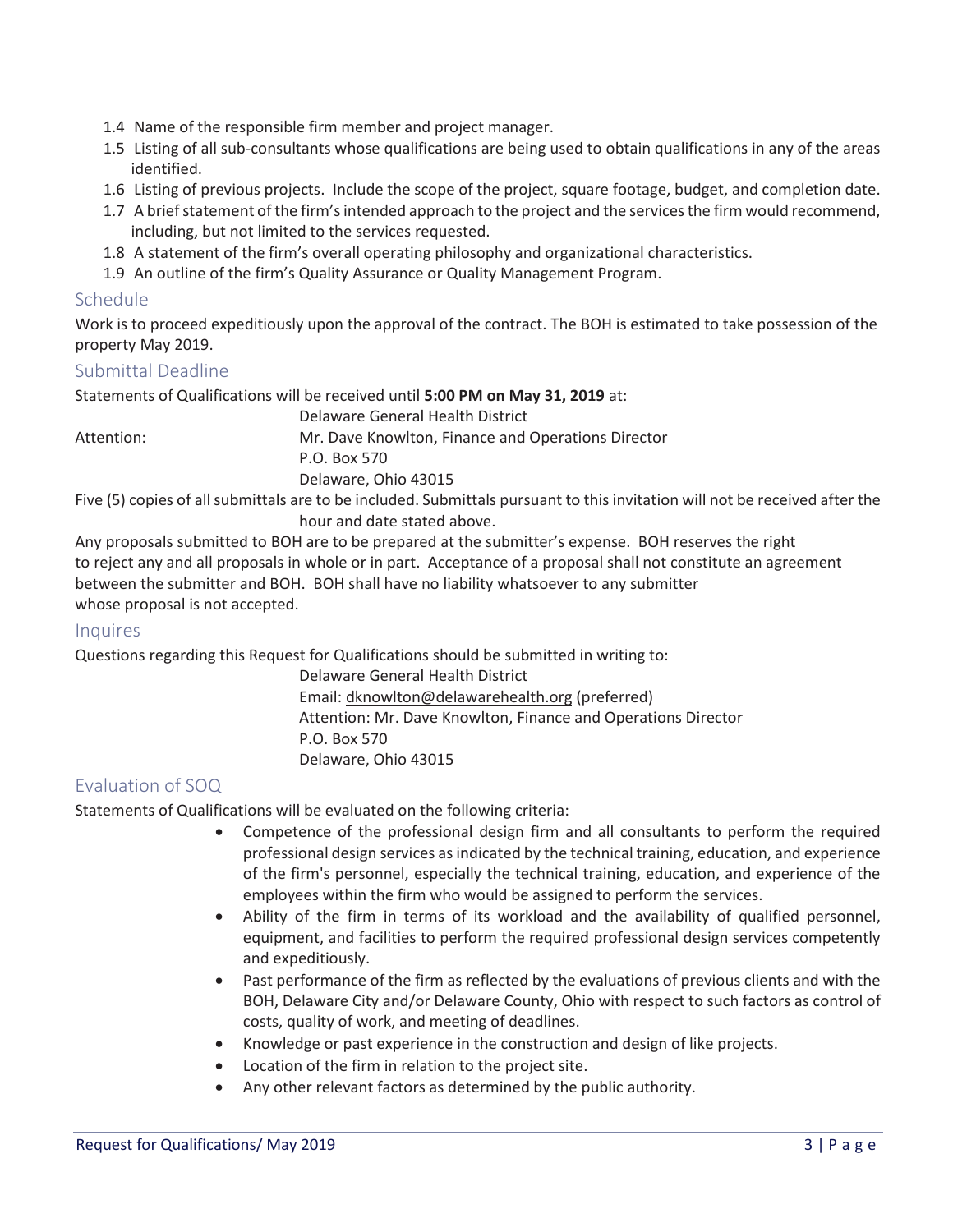1.4 Name of the responsible firm member and project manager.
1.5 Listing of all sub-consultants whose qualifications are being used to obtain qualifications in any of the areas identified.
1.6 Listing of previous projects. Include the scope of the project, square footage, budget, and completion date.
1.7 A brief statement of the firm's intended approach to the project and the services the firm would recommend, including, but not limited to the services requested.
1.8 A statement of the firm's overall operating philosophy and organizational characteristics.
1.9 An outline of the firm's Quality Assurance or Quality Management Program.

## Schedule

Work is to proceed expeditiously upon the approval of the contract. The BOH is estimated to take possession of the property May 2019.

## Submittal Deadline

Statements of Qualifications will be received until **5:00 PM on May 31, 2019** at:

Delaware General Health District
Attention: Mr. Dave Knowlton, Finance and Operations Director
P.O. Box 570
Delaware, Ohio 43015

Five (5) copies of all submittals are to be included. Submittals pursuant to this invitation will not be received after the hour and date stated above.

Any proposals submitted to BOH are to be prepared at the submitter's expense. BOH reserves the right to reject any and all proposals in whole or in part. Acceptance of a proposal shall not constitute an agreement between the submitter and BOH. BOH shall have no liability whatsoever to any submitter whose proposal is not accepted.

## Inquires

Questions regarding this Request for Qualifications should be submitted in writing to:

Delaware General Health District
Email: dknowlton@delawarehealth.org (preferred)
Attention: Mr. Dave Knowlton, Finance and Operations Director
P.O. Box 570
Delaware, Ohio 43015

## Evaluation of SOQ

Statements of Qualifications will be evaluated on the following criteria:

- Competence of the professional design firm and all consultants to perform the required professional design services as indicated by the technical training, education, and experience of the firm's personnel, especially the technical training, education, and experience of the employees within the firm who would be assigned to perform the services.
- Ability of the firm in terms of its workload and the availability of qualified personnel, equipment, and facilities to perform the required professional design services competently and expeditiously.
- Past performance of the firm as reflected by the evaluations of previous clients and with the BOH, Delaware City and/or Delaware County, Ohio with respect to such factors as control of costs, quality of work, and meeting of deadlines.
- Knowledge or past experience in the construction and design of like projects.
- Location of the firm in relation to the project site.
- Any other relevant factors as determined by the public authority.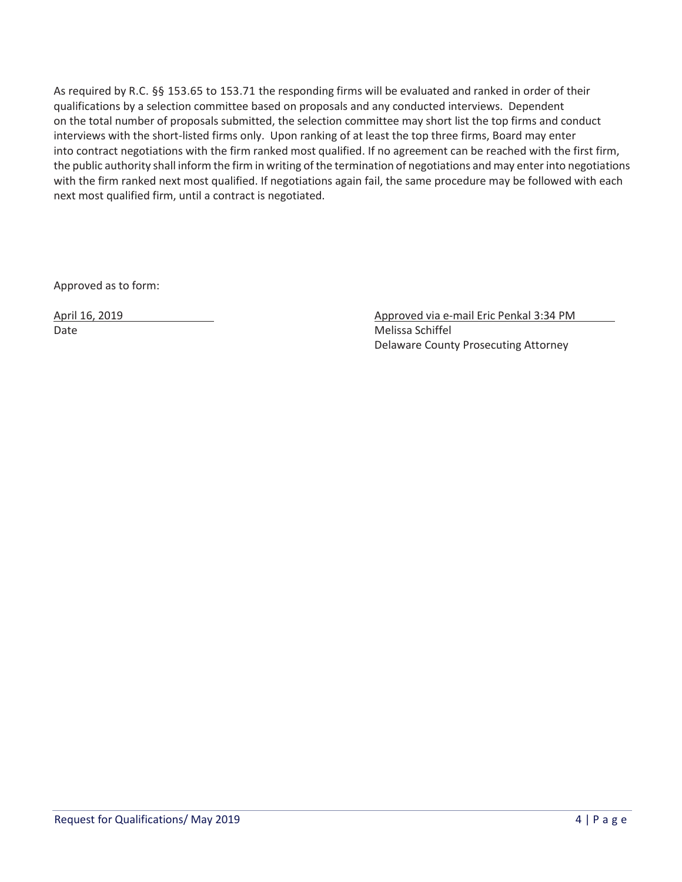As required by R.C. §§ 153.65 to 153.71 the responding firms will be evaluated and ranked in order of their qualifications by a selection committee based on proposals and any conducted interviews. Dependent on the total number of proposals submitted, the selection committee may short list the top firms and conduct interviews with the short-listed firms only. Upon ranking of at least the top three firms, Board may enter into contract negotiations with the firm ranked most qualified. If no agreement can be reached with the first firm, the public authority shall inform the firm in writing of the termination of negotiations and may enter into negotiations with the firm ranked next most qualified. If negotiations again fail, the same procedure may be followed with each next most qualified firm, until a contract is negotiated.

Approved as to form:

April 16, 2019
Date

Approved via e-mail Eric Penkal 3:34 PM
Melissa Schiffel
Delaware County Prosecuting Attorney